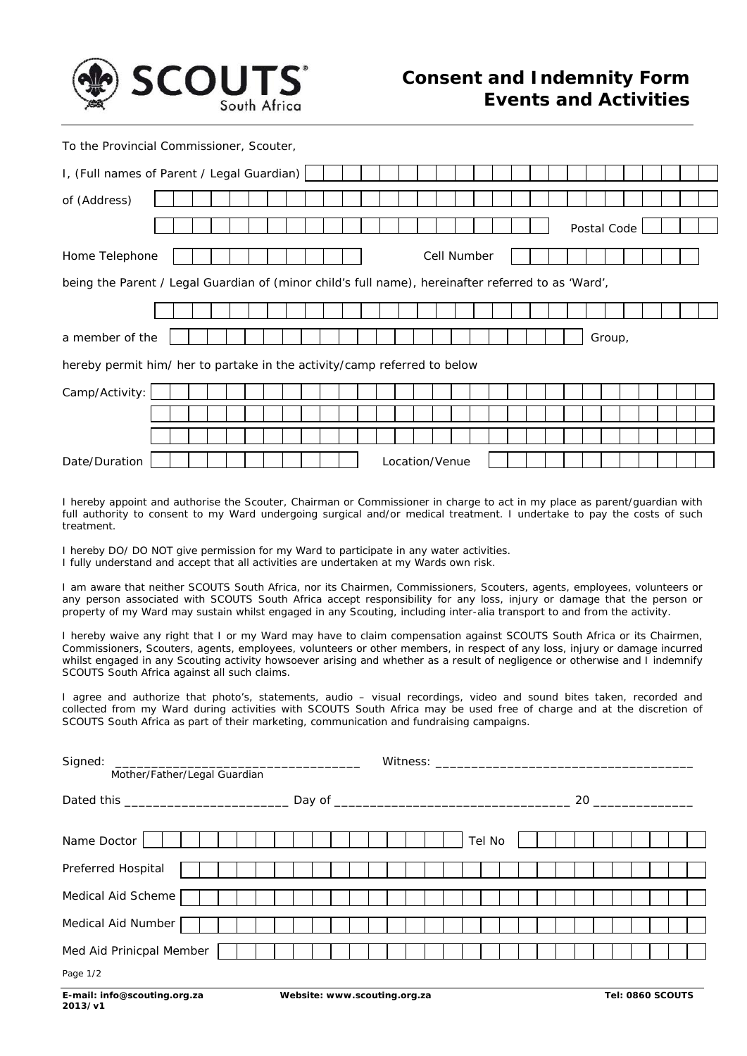# Consent and Indemnity Form Events and Activities

SCOUTS South Africa

To the Provincial Commissioner, Scouter,

I, (Full names of Parent / Legal Guardian) ______________________________

of (Address) ______________________________

______________________________ Postal Code ________

Home Telephone ______________ Cell Number ______________

being the Parent / Legal Guardian of (minor child's full name), hereinafter referred to as 'Ward',

______________________________

a member of the ______________________________ Group,

hereby permit him/ her to partake in the activity/camp referred to below

Camp/Activity: ______________________________

______________________________

______________________________

Date/Duration ______________ Location/Venue ______________

I hereby appoint and authorise the Scouter, Chairman or Commissioner in charge to act in my place as parent/guardian with full authority to consent to my Ward undergoing surgical and/or medical treatment. I undertake to pay the costs of such treatment.

I hereby DO/ DO NOT give permission for my Ward to participate in any water activities.
I fully understand and accept that all activities are undertaken at my Wards own risk.

I am aware that neither SCOUTS South Africa, nor its Chairmen, Commissioners, Scouters, agents, employees, volunteers or any person associated with SCOUTS South Africa accept responsibility for any loss, injury or damage that the person or property of my Ward may sustain whilst engaged in any Scouting, including inter-alia transport to and from the activity.

I hereby waive any right that I or my Ward may have to claim compensation against SCOUTS South Africa or its Chairmen, Commissioners, Scouters, agents, employees, volunteers or other members, in respect of any loss, injury or damage incurred whilst engaged in any Scouting activity howsoever arising and whether as a result of negligence or otherwise and I indemnify SCOUTS South Africa against all such claims.

I agree and authorize that photo's, statements, audio – visual recordings, video and sound bites taken, recorded and collected from my Ward during activities with SCOUTS South Africa may be used free of charge and at the discretion of SCOUTS South Africa as part of their marketing, communication and fundraising campaigns.

Signed: __________________________________ Witness: ____________________________________
Mother/Father/Legal Guardian

Dated this ______________________ Day of ________________________________ 20 ______________

Name Doctor ______________________________ Tel No ______________

Preferred Hospital ______________________________

Medical Aid Scheme ______________________________

Medical Aid Number ______________________________

Med Aid Prinicpal Member ______________________________

E-mail: info@scouting.org.za Website: www.scouting.org.za Tel: 0860 SCOUTS
2013/v1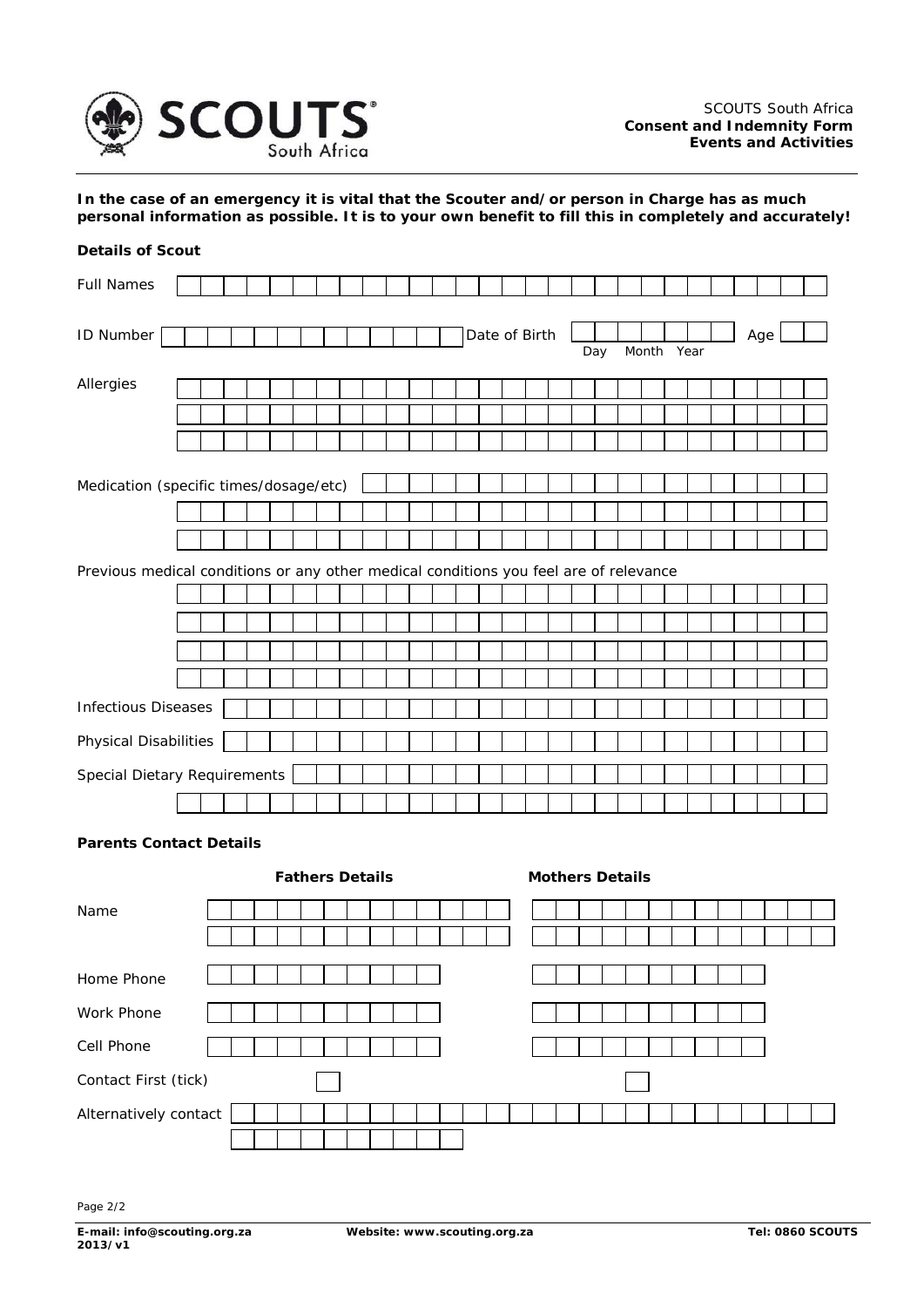SCOUTS South Africa
**Consent and Indemnity Form**
**Events and Activities**

**In the case of an emergency it is vital that the Scouter and/or person in Charge has as much personal information as possible. It is to your own benefit to fill this in completely and accurately!**

**Details of Scout**

Full Names

ID Number

Date of Birth
Day Month Year

Age

Allergies

Medication (specific times/dosage/etc)

Previous medical conditions or any other medical conditions you feel are of relevance

Infectious Diseases

Physical Disabilities

Special Dietary Requirements

**Parents Contact Details**

| | **Fathers Details** | **Mothers Details** |
|---|---|---|
| Name | | |
| Home Phone | | |
| Work Phone | | |
| Cell Phone | | |
| Contact First (tick) | | |

Alternatively contact

**E-mail: info@scouting.org.za** **Website: www.scouting.org.za** **Tel: 0860 SCOUTS**
**2013/v1**